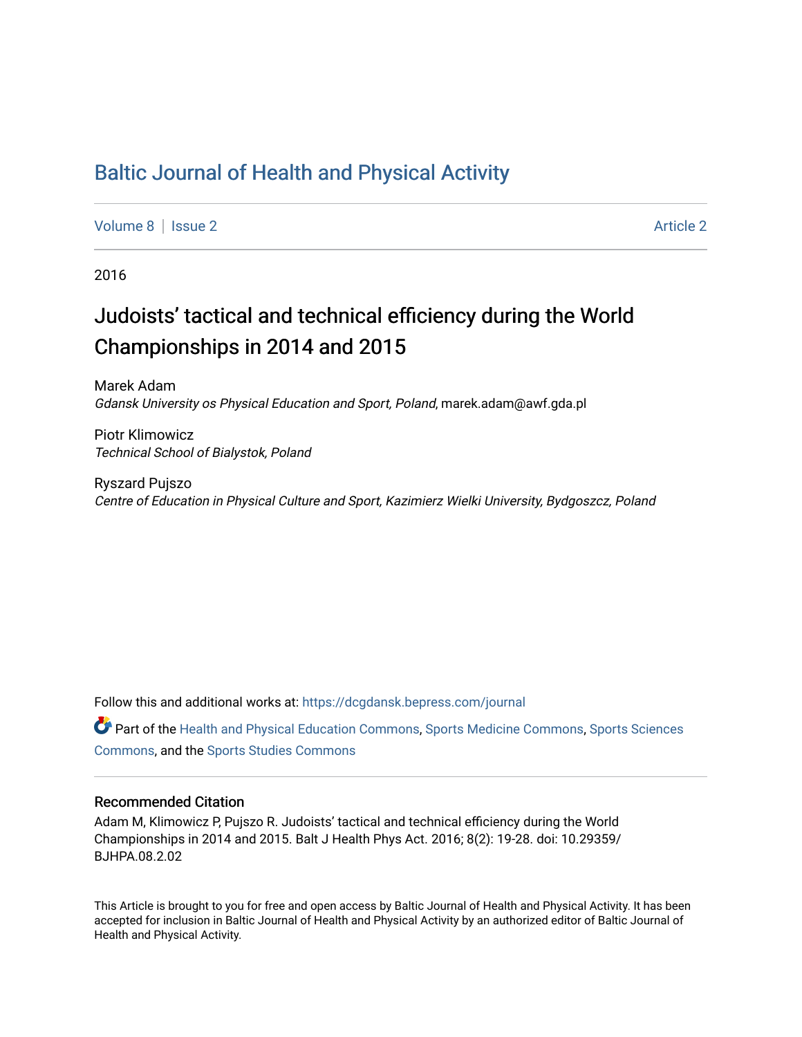# Baltic Journal of Health and Physical Activity

Volume 8 | Issue 2 Article 2

2016

## Judoists' tactical and technical efficiency during the World Championships in 2014 and 2015

Marek Adam
*Gdansk University os Physical Education and Sport, Poland*, marek.adam@awf.gda.pl

Piotr Klimowicz
*Technical School of Bialystok, Poland*

Ryszard Pujszo
*Centre of Education in Physical Culture and Sport, Kazimierz Wielki University, Bydgoszcz, Poland*

Follow this and additional works at: https://dcgdansk.bepress.com/journal

Part of the Health and Physical Education Commons, Sports Medicine Commons, Sports Sciences Commons, and the Sports Studies Commons

### Recommended Citation

Adam M, Klimowicz P, Pujszo R. Judoists' tactical and technical efficiency during the World Championships in 2014 and 2015. Balt J Health Phys Act. 2016; 8(2): 19-28. doi: 10.29359/BJHPA.08.2.02

This Article is brought to you for free and open access by Baltic Journal of Health and Physical Activity. It has been accepted for inclusion in Baltic Journal of Health and Physical Activity by an authorized editor of Baltic Journal of Health and Physical Activity.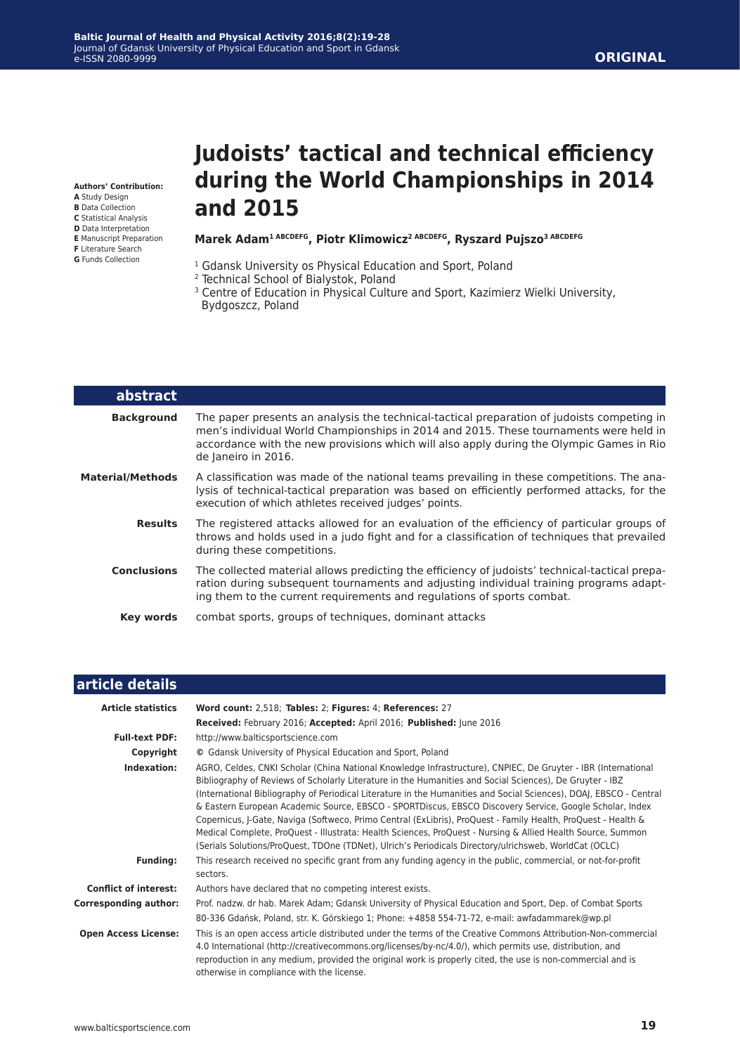**ORIGINAL**

# Judoists' tactical and technical efficiency during the World Championships in 2014 and 2015

**Marek Adam[1 ABCDEFG], Piotr Klimowicz[2 ABCDEFG], Ryszard Pujszo[3 ABCDEFG]**

[1] Gdansk University os Physical Education and Sport, Poland
[2] Technical School of Bialystok, Poland
[3] Centre of Education in Physical Culture and Sport, Kazimierz Wielki University, Bydgoszcz, Poland

**Authors' Contribution:**
**A** Study Design
**B** Data Collection
**C** Statistical Analysis
**D** Data Interpretation
**E** Manuscript Preparation
**F** Literature Search
**G** Funds Collection

## abstract

**Background** The paper presents an analysis the technical-tactical preparation of judoists competing in men's individual World Championships in 2014 and 2015. These tournaments were held in accordance with the new provisions which will also apply during the Olympic Games in Rio de Janeiro in 2016.

**Material/Methods** A classification was made of the national teams prevailing in these competitions. The analysis of technical-tactical preparation was based on efficiently performed attacks, for the execution of which athletes received judges' points.

**Results** The registered attacks allowed for an evaluation of the efficiency of particular groups of throws and holds used in a judo fight and for a classification of techniques that prevailed during these competitions.

**Conclusions** The collected material allows predicting the efficiency of judoists' technical-tactical preparation during subsequent tournaments and adjusting individual training programs adapting them to the current requirements and regulations of sports combat.

**Key words** combat sports, groups of techniques, dominant attacks

## article details

**Article statistics** **Word count:** 2,518; **Tables:** 2; **Figures:** 4; **References:** 27
**Received:** February 2016; **Accepted:** April 2016; **Published:** June 2016

**Full-text PDF:** http://www.balticsportscience.com

**Copyright** © Gdansk University of Physical Education and Sport, Poland

**Indexation:** AGRO, Celdes, CNKI Scholar (China National Knowledge Infrastructure), CNPIEC, De Gruyter - IBR (International Bibliography of Reviews of Scholarly Literature in the Humanities and Social Sciences), De Gruyter - IBZ (International Bibliography of Periodical Literature in the Humanities and Social Sciences), DOAJ, EBSCO - Central & Eastern European Academic Source, EBSCO - SPORTDiscus, EBSCO Discovery Service, Google Scholar, Index Copernicus, J-Gate, Naviga (Softweco, Primo Central (ExLibris), ProQuest - Family Health, ProQuest - Health & Medical Complete, ProQuest - Illustrata: Health Sciences, ProQuest - Nursing & Allied Health Source, Summon (Serials Solutions/ProQuest, TDOne (TDNet), Ulrich's Periodicals Directory/ulrichsweb, WorldCat (OCLC)

**Funding:** This research received no specific grant from any funding agency in the public, commercial, or not-for-profit sectors.

**Conflict of interest:** Authors have declared that no competing interest exists.

**Corresponding author:** Prof. nadzw. dr hab. Marek Adam; Gdansk University of Physical Education and Sport, Dep. of Combat Sports 80-336 Gdańsk, Poland, str. K. Górskiego 1; Phone: +4858 554-71-72, e-mail: awfadammarek@wp.pl

**Open Access License:** This is an open access article distributed under the terms of the Creative Commons Attribution-Non-commercial 4.0 International (http://creativecommons.org/licenses/by-nc/4.0/), which permits use, distribution, and reproduction in any medium, provided the original work is properly cited, the use is non-commercial and is otherwise in compliance with the license.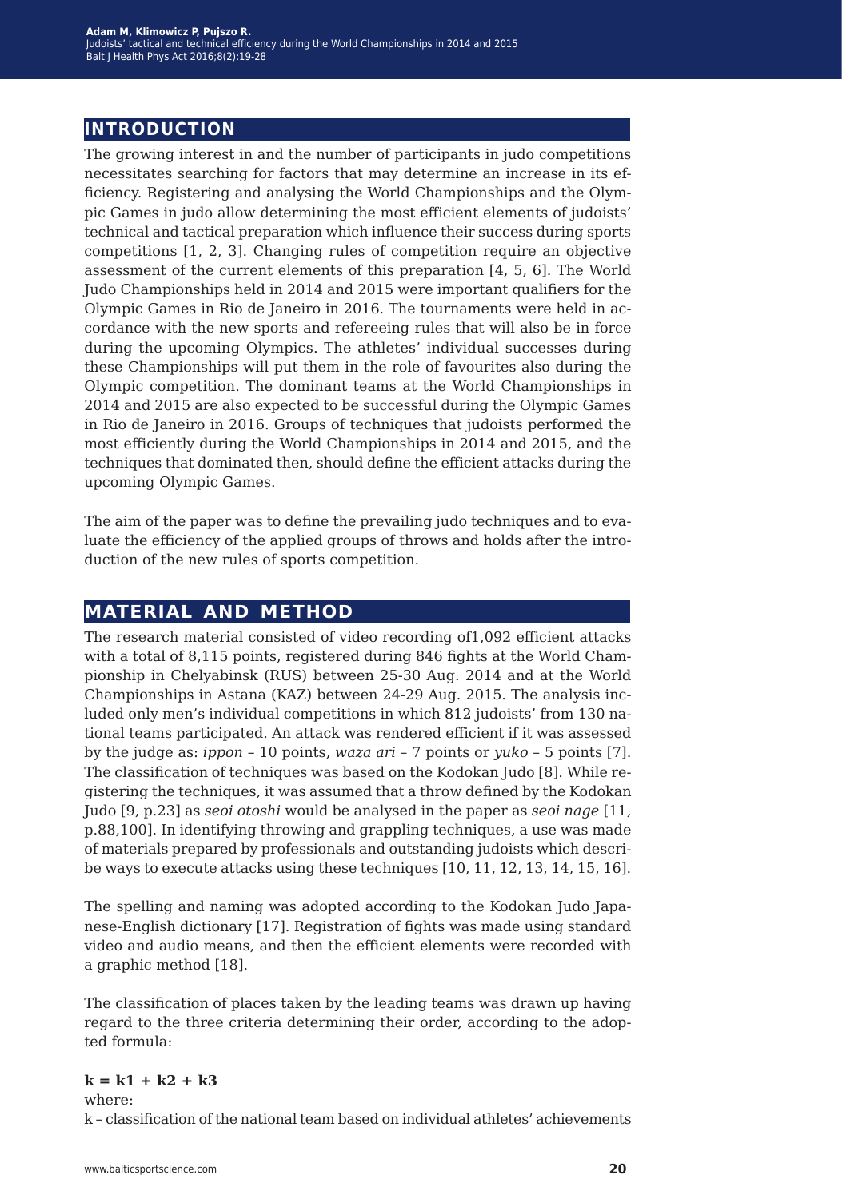## INTRODUCTION

The growing interest in and the number of participants in judo competitions necessitates searching for factors that may determine an increase in its efficiency. Registering and analysing the World Championships and the Olympic Games in judo allow determining the most efficient elements of judoists' technical and tactical preparation which influence their success during sports competitions [1, 2, 3]. Changing rules of competition require an objective assessment of the current elements of this preparation [4, 5, 6]. The World Judo Championships held in 2014 and 2015 were important qualifiers for the Olympic Games in Rio de Janeiro in 2016. The tournaments were held in accordance with the new sports and refereeing rules that will also be in force during the upcoming Olympics. The athletes' individual successes during these Championships will put them in the role of favourites also during the Olympic competition. The dominant teams at the World Championships in 2014 and 2015 are also expected to be successful during the Olympic Games in Rio de Janeiro in 2016. Groups of techniques that judoists performed the most efficiently during the World Championships in 2014 and 2015, and the techniques that dominated then, should define the efficient attacks during the upcoming Olympic Games.

The aim of the paper was to define the prevailing judo techniques and to evaluate the efficiency of the applied groups of throws and holds after the introduction of the new rules of sports competition.

## MATERIAL AND METHOD

The research material consisted of video recording of1,092 efficient attacks with a total of 8,115 points, registered during 846 fights at the World Championship in Chelyabinsk (RUS) between 25-30 Aug. 2014 and at the World Championships in Astana (KAZ) between 24-29 Aug. 2015. The analysis included only men's individual competitions in which 812 judoists' from 130 national teams participated. An attack was rendered efficient if it was assessed by the judge as: *ippon* – 10 points, *waza ari* – 7 points or *yuko* – 5 points [7]. The classification of techniques was based on the Kodokan Judo [8]. While registering the techniques, it was assumed that a throw defined by the Kodokan Judo [9, p.23] as *seoi otoshi* would be analysed in the paper as *seoi nage* [11, p.88,100]. In identifying throwing and grappling techniques, a use was made of materials prepared by professionals and outstanding judoists which describe ways to execute attacks using these techniques [10, 11, 12, 13, 14, 15, 16].

The spelling and naming was adopted according to the Kodokan Judo Japanese-English dictionary [17]. Registration of fights was made using standard video and audio means, and then the efficient elements were recorded with a graphic method [18].

The classification of places taken by the leading teams was drawn up having regard to the three criteria determining their order, according to the adopted formula:

$$k = k1 + k2 + k3$$

where:
k – classification of the national team based on individual athletes' achievements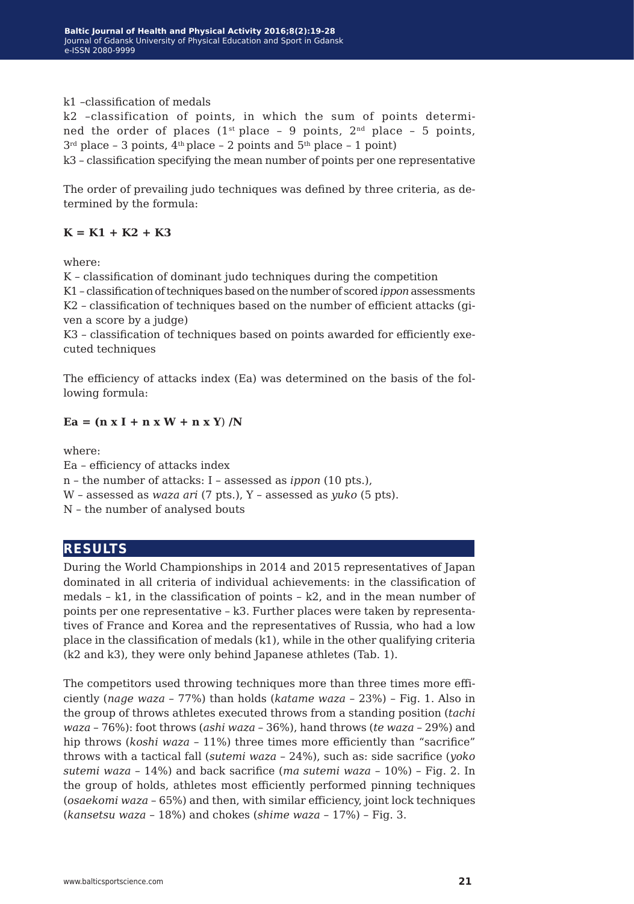k1 –classification of medals

k2 –classification of points, in which the sum of points determined the order of places (1st place – 9 points, 2nd place – 5 points, 3rd place – 3 points, 4th place – 2 points and 5th place – 1 point)

k3 – classification specifying the mean number of points per one representative

The order of prevailing judo techniques was defined by three criteria, as determined by the formula:

$$K = K1 + K2 + K3$$

where:

K – classification of dominant judo techniques during the competition

K1 – classification of techniques based on the number of scored *ippon* assessments

K2 – classification of techniques based on the number of efficient attacks (given a score by a judge)

K3 – classification of techniques based on points awarded for efficiently executed techniques

The efficiency of attacks index (Ea) was determined on the basis of the following formula:

$$Ea = (n \times I + n \times W + n \times Y) / N$$

where:

Ea – efficiency of attacks index

n – the number of attacks: I – assessed as *ippon* (10 pts.),

W – assessed as *waza ari* (7 pts.), Y – assessed as *yuko* (5 pts).

N – the number of analysed bouts

## RESULTS

During the World Championships in 2014 and 2015 representatives of Japan dominated in all criteria of individual achievements: in the classification of medals – k1, in the classification of points – k2, and in the mean number of points per one representative – k3. Further places were taken by representatives of France and Korea and the representatives of Russia, who had a low place in the classification of medals (k1), while in the other qualifying criteria (k2 and k3), they were only behind Japanese athletes (Tab. 1).

The competitors used throwing techniques more than three times more efficiently (*nage waza* – 77%) than holds (*katame waza* – 23%) – Fig. 1. Also in the group of throws athletes executed throws from a standing position (*tachi waza* – 76%): foot throws (*ashi waza* – 36%), hand throws (*te waza* – 29%) and hip throws (*koshi waza* – 11%) three times more efficiently than "sacrifice" throws with a tactical fall (*sutemi waza* – 24%), such as: side sacrifice (*yoko sutemi waza* – 14%) and back sacrifice (*ma sutemi waza* – 10%) – Fig. 2. In the group of holds, athletes most efficiently performed pinning techniques (*osaekomi waza* – 65%) and then, with similar efficiency, joint lock techniques (*kansetsu waza* – 18%) and chokes (*shime waza* – 17%) – Fig. 3.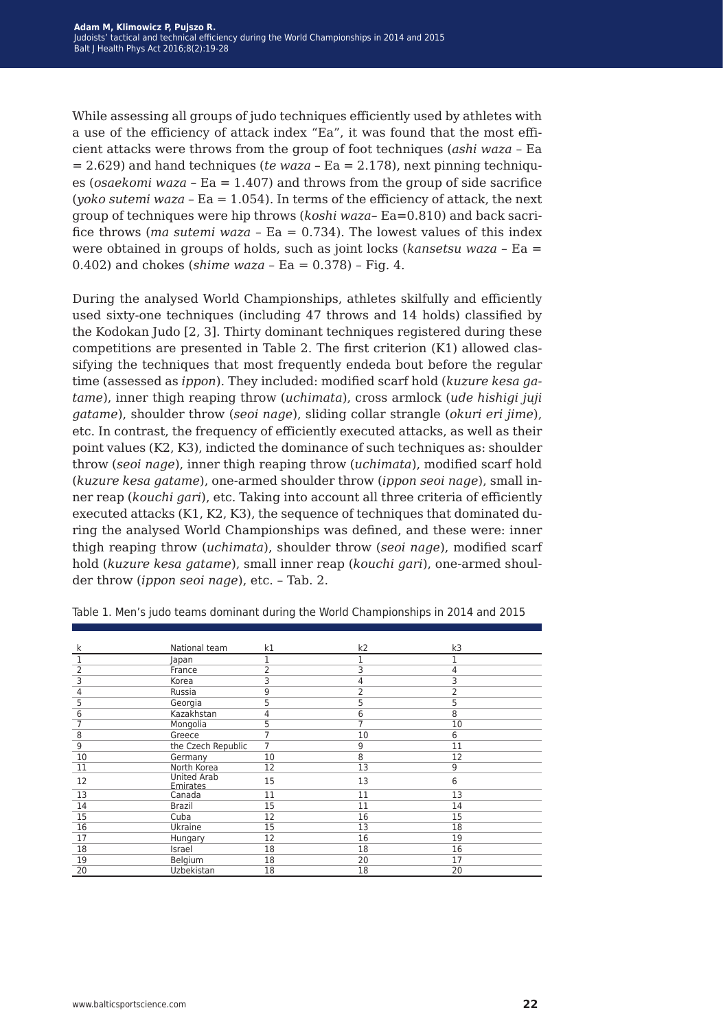While assessing all groups of judo techniques efficiently used by athletes with a use of the efficiency of attack index "Ea", it was found that the most efficient attacks were throws from the group of foot techniques (*ashi waza* – Ea = 2.629) and hand techniques (*te waza* – Ea = 2.178), next pinning techniques (*osaekomi waza* – Ea = 1.407) and throws from the group of side sacrifice (*yoko sutemi waza* – Ea = 1.054). In terms of the efficiency of attack, the next group of techniques were hip throws (*koshi waza*– Ea=0.810) and back sacrifice throws (*ma sutemi waza* – Ea = 0.734). The lowest values of this index were obtained in groups of holds, such as joint locks (*kansetsu waza* – Ea = 0.402) and chokes (*shime waza* – Ea = 0.378) – Fig. 4.

During the analysed World Championships, athletes skilfully and efficiently used sixty-one techniques (including 47 throws and 14 holds) classified by the Kodokan Judo [2, 3]. Thirty dominant techniques registered during these competitions are presented in Table 2. The first criterion (K1) allowed classifying the techniques that most frequently endeda bout before the regular time (assessed as *ippon*). They included: modified scarf hold (*kuzure kesa gatame*), inner thigh reaping throw (*uchimata*), cross armlock (*ude hishigi juji gatame*), shoulder throw (*seoi nage*), sliding collar strangle (*okuri eri jime*), etc. In contrast, the frequency of efficiently executed attacks, as well as their point values (K2, K3), indicted the dominance of such techniques as: shoulder throw (*seoi nage*), inner thigh reaping throw (*uchimata*), modified scarf hold (*kuzure kesa gatame*), one-armed shoulder throw (*ippon seoi nage*), small inner reap (*kouchi gari*), etc. Taking into account all three criteria of efficiently executed attacks (K1, K2, K3), the sequence of techniques that dominated during the analysed World Championships was defined, and these were: inner thigh reaping throw (*uchimata*), shoulder throw (*seoi nage*), modified scarf hold (*kuzure kesa gatame*), small inner reap (*kouchi gari*), one-armed shoulder throw (*ippon seoi nage*), etc. – Tab. 2.

Table 1. Men's judo teams dominant during the World Championships in 2014 and 2015

| k | National team | k1 | k2 | k3 |
|---|---|---|---|---|
| 1 | Japan | 1 | 1 | 1 |
| 2 | France | 2 | 3 | 4 |
| 3 | Korea | 3 | 4 | 3 |
| 4 | Russia | 9 | 2 | 2 |
| 5 | Georgia | 5 | 5 | 5 |
| 6 | Kazakhstan | 4 | 6 | 8 |
| 7 | Mongolia | 5 | 7 | 10 |
| 8 | Greece | 7 | 10 | 6 |
| 9 | the Czech Republic | 7 | 9 | 11 |
| 10 | Germany | 10 | 8 | 12 |
| 11 | North Korea | 12 | 13 | 9 |
| 12 | United Arab Emirates | 15 | 13 | 6 |
| 13 | Canada | 11 | 11 | 13 |
| 14 | Brazil | 15 | 11 | 14 |
| 15 | Cuba | 12 | 16 | 15 |
| 16 | Ukraine | 15 | 13 | 18 |
| 17 | Hungary | 12 | 16 | 19 |
| 18 | Israel | 18 | 18 | 16 |
| 19 | Belgium | 18 | 20 | 17 |
| 20 | Uzbekistan | 18 | 18 | 20 |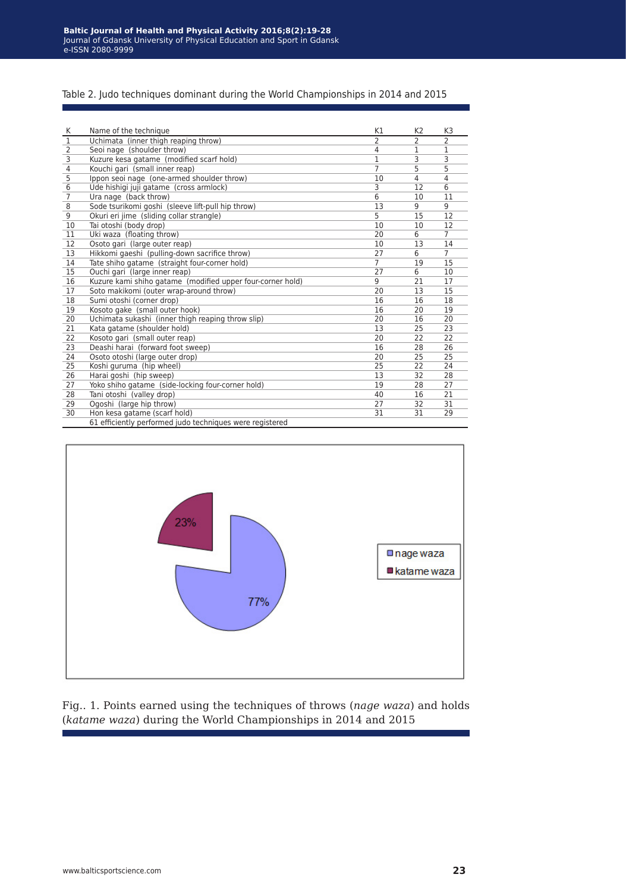Table 2. Judo techniques dominant during the World Championships in 2014 and 2015

| K | Name of the technique | K1 | K2 | K3 |
|---|---|---|---|---|
| 1 | Uchimata (inner thigh reaping throw) | 2 | 2 | 2 |
| 2 | Seoi nage (shoulder throw) | 4 | 1 | 1 |
| 3 | Kuzure kesa gatame (modified scarf hold) | 1 | 3 | 3 |
| 4 | Kouchi gari (small inner reap) | 7 | 5 | 5 |
| 5 | Ippon seoi nage (one-armed shoulder throw) | 10 | 4 | 4 |
| 6 | Ude hishigi juji gatame (cross armlock) | 3 | 12 | 6 |
| 7 | Ura nage (back throw) | 6 | 10 | 11 |
| 8 | Sode tsurikomi goshi (sleeve lift-pull hip throw) | 13 | 9 | 9 |
| 9 | Okuri eri jime (sliding collar strangle) | 5 | 15 | 12 |
| 10 | Tai otoshi (body drop) | 10 | 10 | 12 |
| 11 | Uki waza (floating throw) | 20 | 6 | 7 |
| 12 | Osoto gari (large outer reap) | 10 | 13 | 14 |
| 13 | Hikkomi gaeshi (pulling-down sacrifice throw) | 27 | 6 | 7 |
| 14 | Tate shiho gatame (straight four-corner hold) | 7 | 19 | 15 |
| 15 | Ouchi gari (large inner reap) | 27 | 6 | 10 |
| 16 | Kuzure kami shiho gatame (modified upper four-corner hold) | 9 | 21 | 17 |
| 17 | Soto makikomi (outer wrap-around throw) | 20 | 13 | 15 |
| 18 | Sumi otoshi (corner drop) | 16 | 16 | 18 |
| 19 | Kosoto gake (small outer hook) | 16 | 20 | 19 |
| 20 | Uchimata sukashi (inner thigh reaping throw slip) | 20 | 16 | 20 |
| 21 | Kata gatame (shoulder hold) | 13 | 25 | 23 |
| 22 | Kosoto gari (small outer reap) | 20 | 22 | 22 |
| 23 | Deashi harai (forward foot sweep) | 16 | 28 | 26 |
| 24 | Osoto otoshi (large outer drop) | 20 | 25 | 25 |
| 25 | Koshi guruma (hip wheel) | 25 | 22 | 24 |
| 26 | Harai goshi (hip sweep) | 13 | 32 | 28 |
| 27 | Yoko shiho gatame (side-locking four-corner hold) | 19 | 28 | 27 |
| 28 | Tani otoshi (valley drop) | 40 | 16 | 21 |
| 29 | Ogoshi (large hip throw) | 27 | 32 | 31 |
| 30 | Hon kesa gatame (scarf hold) | 31 | 31 | 29 |
| | 61 efficiently performed judo techniques were registered | | | |

Fig.. 1. Points earned using the techniques of throws (*nage waza*) and holds (*katame waza*) during the World Championships in 2014 and 2015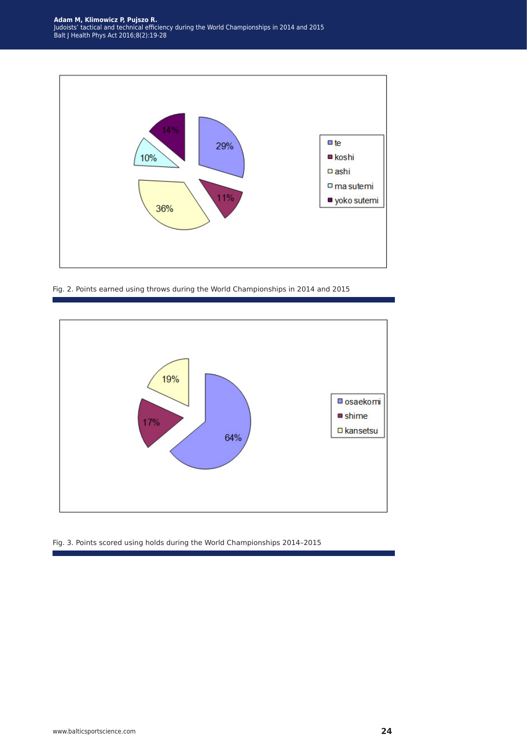Fig. 2. Points earned using throws during the World Championships in 2014 and 2015

Fig. 3. Points scored using holds during the World Championships 2014–2015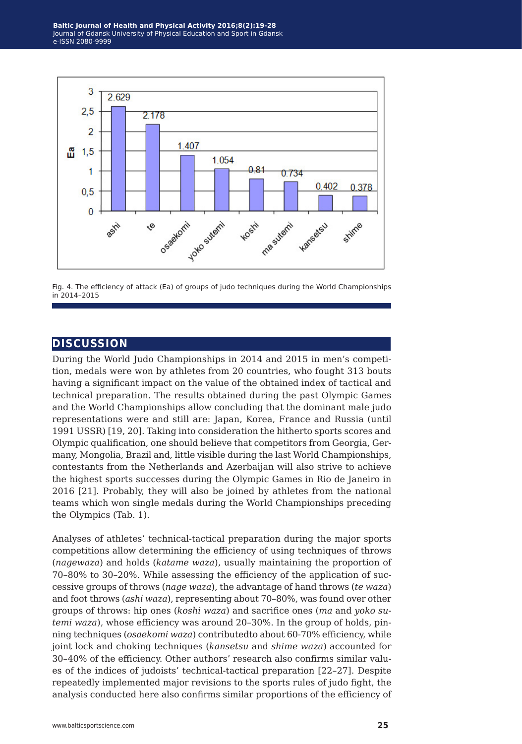Fig. 4. The efficiency of attack (Ea) of groups of judo techniques during the World Championships in 2014–2015

## DISCUSSION

During the World Judo Championships in 2014 and 2015 in men's competition, medals were won by athletes from 20 countries, who fought 313 bouts having a significant impact on the value of the obtained index of tactical and technical preparation. The results obtained during the past Olympic Games and the World Championships allow concluding that the dominant male judo representations were and still are: Japan, Korea, France and Russia (until 1991 USSR) [19, 20]. Taking into consideration the hitherto sports scores and Olympic qualification, one should believe that competitors from Georgia, Germany, Mongolia, Brazil and, little visible during the last World Championships, contestants from the Netherlands and Azerbaijan will also strive to achieve the highest sports successes during the Olympic Games in Rio de Janeiro in 2016 [21]. Probably, they will also be joined by athletes from the national teams which won single medals during the World Championships preceding the Olympics (Tab. 1).

Analyses of athletes' technical-tactical preparation during the major sports competitions allow determining the efficiency of using techniques of throws (*nagewaza*) and holds (*katame waza*), usually maintaining the proportion of 70–80% to 30–20%. While assessing the efficiency of the application of successive groups of throws (*nage waza*), the advantage of hand throws (*te waza*) and foot throws (*ashi waza*), representing about 70–80%, was found over other groups of throws: hip ones (*koshi waza*) and sacrifice ones (*ma* and *yoko sutemi waza*), whose efficiency was around 20–30%. In the group of holds, pinning techniques (*osaekomi waza*) contributedto about 60-70% efficiency, while joint lock and choking techniques (*kansetsu* and *shime waza*) accounted for 30–40% of the efficiency. Other authors' research also confirms similar values of the indices of judoists' technical-tactical preparation [22–27]. Despite repeatedly implemented major revisions to the sports rules of judo fight, the analysis conducted here also confirms similar proportions of the efficiency of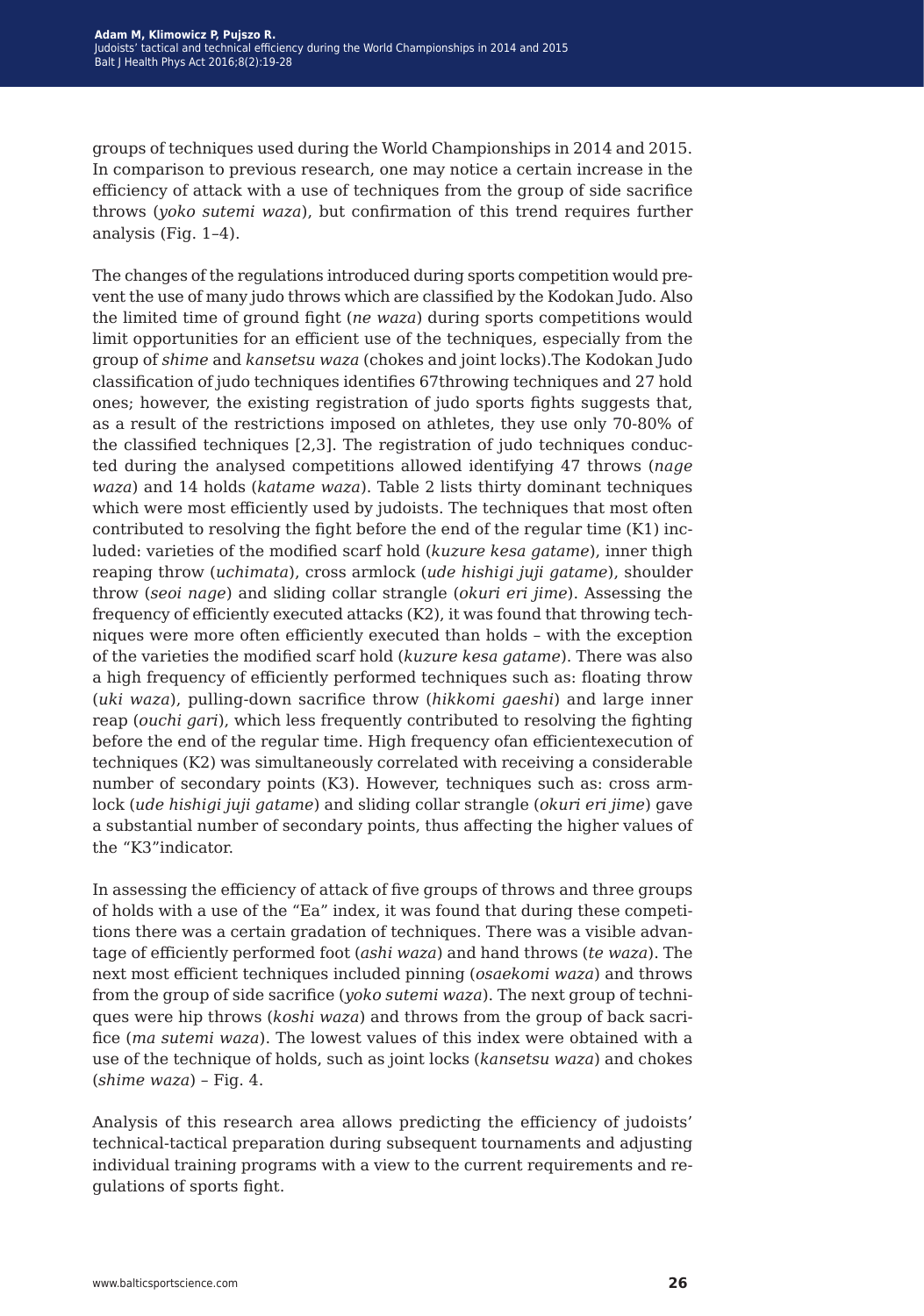groups of techniques used during the World Championships in 2014 and 2015. In comparison to previous research, one may notice a certain increase in the efficiency of attack with a use of techniques from the group of side sacrifice throws (*yoko sutemi waza*), but confirmation of this trend requires further analysis (Fig. 1–4).

The changes of the regulations introduced during sports competition would prevent the use of many judo throws which are classified by the Kodokan Judo. Also the limited time of ground fight (*ne waza*) during sports competitions would limit opportunities for an efficient use of the techniques, especially from the group of *shime* and *kansetsu waza* (chokes and joint locks).The Kodokan Judo classification of judo techniques identifies 67throwing techniques and 27 hold ones; however, the existing registration of judo sports fights suggests that, as a result of the restrictions imposed on athletes, they use only 70-80% of the classified techniques [2,3]. The registration of judo techniques conducted during the analysed competitions allowed identifying 47 throws (*nage waza*) and 14 holds (*katame waza*). Table 2 lists thirty dominant techniques which were most efficiently used by judoists. The techniques that most often contributed to resolving the fight before the end of the regular time (K1) included: varieties of the modified scarf hold (*kuzure kesa gatame*), inner thigh reaping throw (*uchimata*), cross armlock (*ude hishigi juji gatame*), shoulder throw (*seoi nage*) and sliding collar strangle (*okuri eri jime*). Assessing the frequency of efficiently executed attacks (K2), it was found that throwing techniques were more often efficiently executed than holds – with the exception of the varieties the modified scarf hold (*kuzure kesa gatame*). There was also a high frequency of efficiently performed techniques such as: floating throw (*uki waza*), pulling-down sacrifice throw (*hikkomi gaeshi*) and large inner reap (*ouchi gari*), which less frequently contributed to resolving the fighting before the end of the regular time. High frequency ofan efficientexecution of techniques (K2) was simultaneously correlated with receiving a considerable number of secondary points (K3). However, techniques such as: cross armlock (*ude hishigi juji gatame*) and sliding collar strangle (*okuri eri jime*) gave a substantial number of secondary points, thus affecting the higher values of the "K3"indicator.

In assessing the efficiency of attack of five groups of throws and three groups of holds with a use of the "Ea" index, it was found that during these competitions there was a certain gradation of techniques. There was a visible advantage of efficiently performed foot (*ashi waza*) and hand throws (*te waza*). The next most efficient techniques included pinning (*osaekomi waza*) and throws from the group of side sacrifice (*yoko sutemi waza*). The next group of techniques were hip throws (*koshi waza*) and throws from the group of back sacrifice (*ma sutemi waza*). The lowest values of this index were obtained with a use of the technique of holds, such as joint locks (*kansetsu waza*) and chokes (*shime waza*) – Fig. 4.

Analysis of this research area allows predicting the efficiency of judoists' technical-tactical preparation during subsequent tournaments and adjusting individual training programs with a view to the current requirements and regulations of sports fight.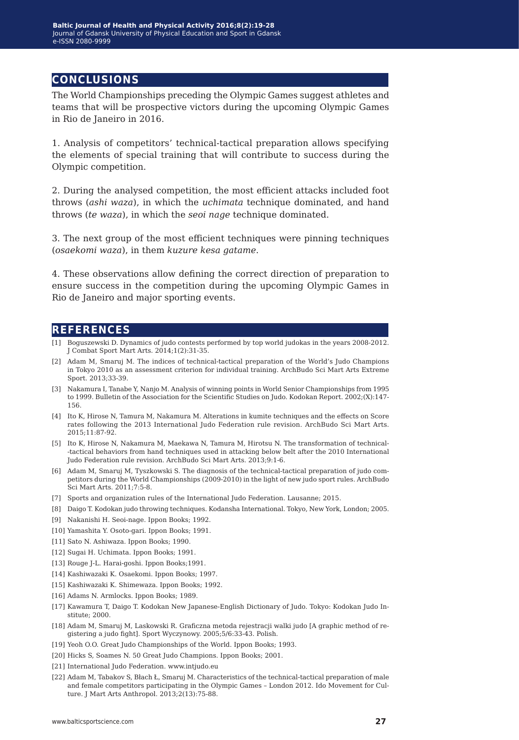## CONCLUSIONS

The World Championships preceding the Olympic Games suggest athletes and teams that will be prospective victors during the upcoming Olympic Games in Rio de Janeiro in 2016.

1. Analysis of competitors' technical-tactical preparation allows specifying the elements of special training that will contribute to success during the Olympic competition.

2. During the analysed competition, the most efficient attacks included foot throws (*ashi waza*), in which the *uchimata* technique dominated, and hand throws (*te waza*), in which the *seoi nage* technique dominated.

3. The next group of the most efficient techniques were pinning techniques (*osaekomi waza*), in them *kuzure kesa gatame*.

4. These observations allow defining the correct direction of preparation to ensure success in the competition during the upcoming Olympic Games in Rio de Janeiro and major sporting events.

## REFERENCES

[1] Boguszewski D. Dynamics of judo contests performed by top world judokas in the years 2008-2012. J Combat Sport Mart Arts. 2014;1(2):31-35.

[2] Adam M, Smaruj M. The indices of technical-tactical preparation of the World's Judo Champions in Tokyo 2010 as an assessment criterion for individual training. ArchBudo Sci Mart Arts Extreme Sport. 2013;33-39.

[3] Nakamura I, Tanabe Y, Nanjo M. Analysis of winning points in World Senior Championships from 1995 to 1999. Bulletin of the Association for the Scientific Studies on Judo. Kodokan Report. 2002;(X):147-156.

[4] Ito K, Hirose N, Tamura M, Nakamura M. Alterations in kumite techniques and the effects on Score rates following the 2013 International Judo Federation rule revision. ArchBudo Sci Mart Arts. 2015;11:87-92.

[5] Ito K, Hirose N, Nakamura M, Maekawa N, Tamura M, Hirotsu N. The transformation of technical--tactical behaviors from hand techniques used in attacking below belt after the 2010 International Judo Federation rule revision. ArchBudo Sci Mart Arts. 2013;9:1-6.

[6] Adam M, Smaruj M, Tyszkowski S. The diagnosis of the technical-tactical preparation of judo competitors during the World Championships (2009-2010) in the light of new judo sport rules. ArchBudo Sci Mart Arts. 2011;7:5-8.

[7] Sports and organization rules of the International Judo Federation. Lausanne; 2015.

[8] Daigo T. Kodokan judo throwing techniques. Kodansha International. Tokyo, New York, London; 2005.

[9] Nakanishi H. Seoi-nage. Ippon Books; 1992.

[10] Yamashita Y. Osoto-gari. Ippon Books; 1991.

[11] Sato N. Ashiwaza. Ippon Books; 1990.

[12] Sugai H. Uchimata. Ippon Books; 1991.

[13] Rouge J-L. Harai-goshi. Ippon Books;1991.

[14] Kashiwazaki K. Osaekomi. Ippon Books; 1997.

[15] Kashiwazaki K. Shimewaza. Ippon Books; 1992.

[16] Adams N. Armlocks. Ippon Books; 1989.

[17] Kawamura T, Daigo T. Kodokan New Japanese-English Dictionary of Judo. Tokyo: Kodokan Judo Institute; 2000.

[18] Adam M, Smaruj M, Laskowski R. Graficzna metoda rejestracji walki judo [A graphic method of registering a judo fight]. Sport Wyczynowy. 2005;5/6:33-43. Polish.

[19] Yeoh O.O. Great Judo Championships of the World. Ippon Books; 1993.

[20] Hicks S, Soames N. 50 Great Judo Champions. Ippon Books; 2001.

[21] International Judo Federation. www.intjudo.eu

[22] Adam M, Tabakov S, Błach Ł, Smaruj M. Characteristics of the technical-tactical preparation of male and female competitors participating in the Olympic Games – London 2012. Ido Movement for Culture. J Mart Arts Anthropol. 2013;2(13):75-88.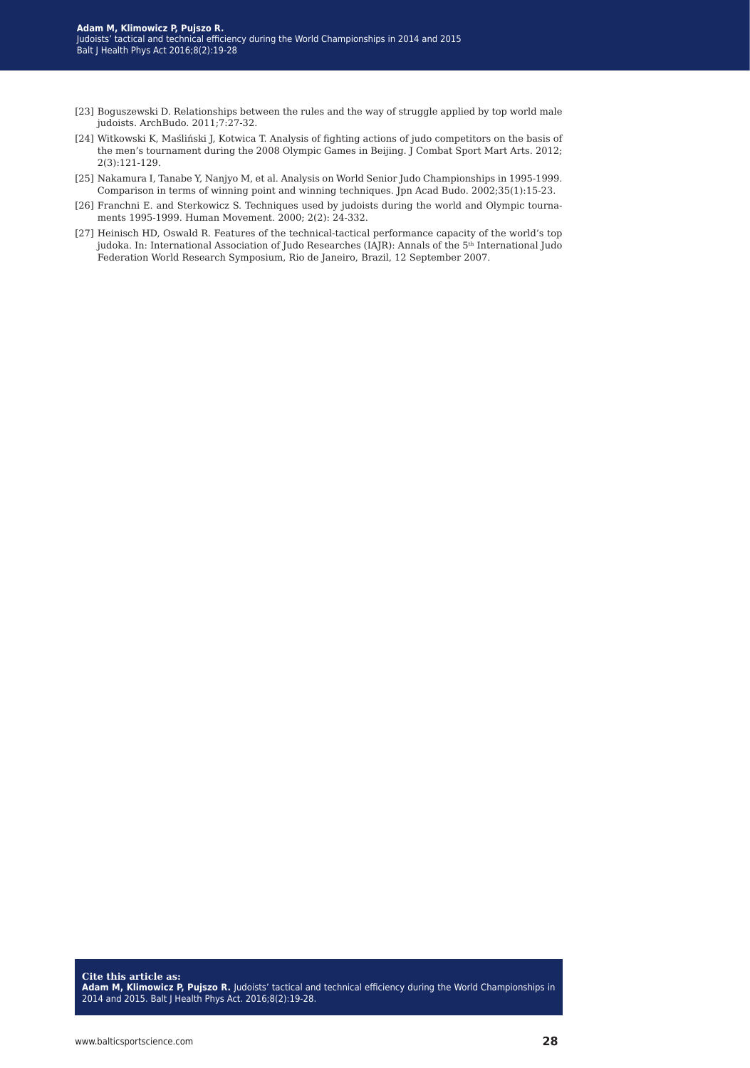[23] Boguszewski D. Relationships between the rules and the way of struggle applied by top world male judoists. ArchBudo. 2011;7:27-32.

[24] Witkowski K, Maśliński J, Kotwica T. Analysis of fighting actions of judo competitors on the basis of the men's tournament during the 2008 Olympic Games in Beijing. J Combat Sport Mart Arts. 2012; 2(3):121-129.

[25] Nakamura I, Tanabe Y, Nanjyo M, et al. Analysis on World Senior Judo Championships in 1995-1999. Comparison in terms of winning point and winning techniques. Jpn Acad Budo. 2002;35(1):15-23.

[26] Franchni E. and Sterkowicz S. Techniques used by judoists during the world and Olympic tournaments 1995-1999. Human Movement. 2000; 2(2): 24-332.

[27] Heinisch HD, Oswald R. Features of the technical-tactical performance capacity of the world's top judoka. In: International Association of Judo Researches (IAJR): Annals of the 5th International Judo Federation World Research Symposium, Rio de Janeiro, Brazil, 12 September 2007.

**Cite this article as:**
**Adam M, Klimowicz P, Pujszo R.** Judoists' tactical and technical efficiency during the World Championships in 2014 and 2015. Balt J Health Phys Act. 2016;8(2):19-28.